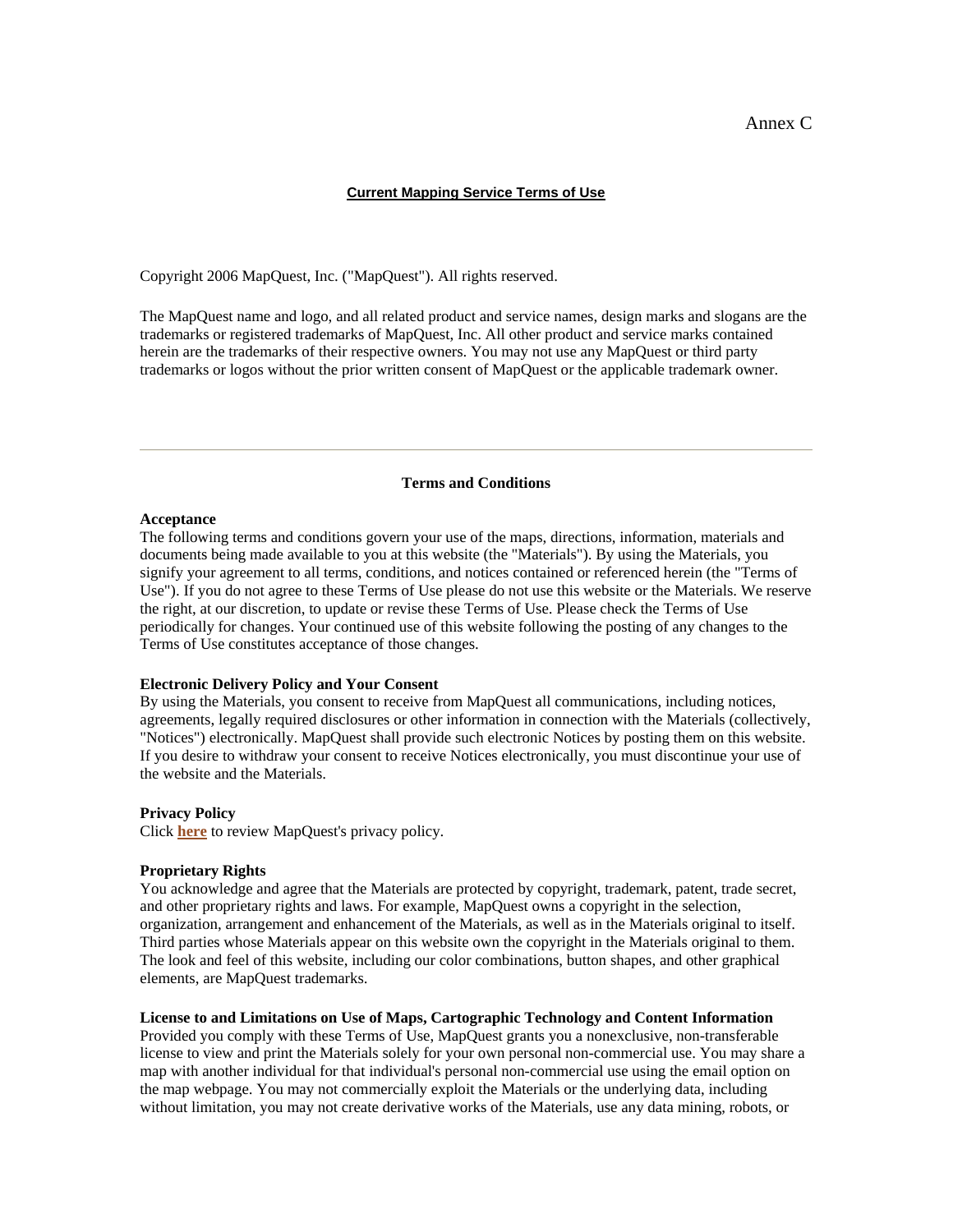Annex C

**Current Mapping Service Terms of Use**

Copyright 2006 MapQuest, Inc. ("MapQuest"). All rights reserved.

The MapQuest name and logo, and all related product and service names, design marks and slogans are the trademarks or registered trademarks of MapQuest, Inc. All other product and service marks contained herein are the trademarks of their respective owners. You may not use any MapQuest or third party trademarks or logos without the prior written consent of MapQuest or the applicable trademark owner.

---

## Terms and Conditions

**Acceptance**

The following terms and conditions govern your use of the maps, directions, information, materials and documents being made available to you at this website (the "Materials"). By using the Materials, you signify your agreement to all terms, conditions, and notices contained or referenced herein (the "Terms of Use"). If you do not agree to these Terms of Use please do not use this website or the Materials. We reserve the right, at our discretion, to update or revise these Terms of Use. Please check the Terms of Use periodically for changes. Your continued use of this website following the posting of any changes to the Terms of Use constitutes acceptance of those changes.

**Electronic Delivery Policy and Your Consent**

By using the Materials, you consent to receive from MapQuest all communications, including notices, agreements, legally required disclosures or other information in connection with the Materials (collectively, "Notices") electronically. MapQuest shall provide such electronic Notices by posting them on this website. If you desire to withdraw your consent to receive Notices electronically, you must discontinue your use of the website and the Materials.

**Privacy Policy**

Click **here** to review MapQuest's privacy policy.

**Proprietary Rights**

You acknowledge and agree that the Materials are protected by copyright, trademark, patent, trade secret, and other proprietary rights and laws. For example, MapQuest owns a copyright in the selection, organization, arrangement and enhancement of the Materials, as well as in the Materials original to itself. Third parties whose Materials appear on this website own the copyright in the Materials original to them. The look and feel of this website, including our color combinations, button shapes, and other graphical elements, are MapQuest trademarks.

**License to and Limitations on Use of Maps, Cartographic Technology and Content Information**

Provided you comply with these Terms of Use, MapQuest grants you a nonexclusive, non-transferable license to view and print the Materials solely for your own personal non-commercial use. You may share a map with another individual for that individual's personal non-commercial use using the email option on the map webpage. You may not commercially exploit the Materials or the underlying data, including without limitation, you may not create derivative works of the Materials, use any data mining, robots, or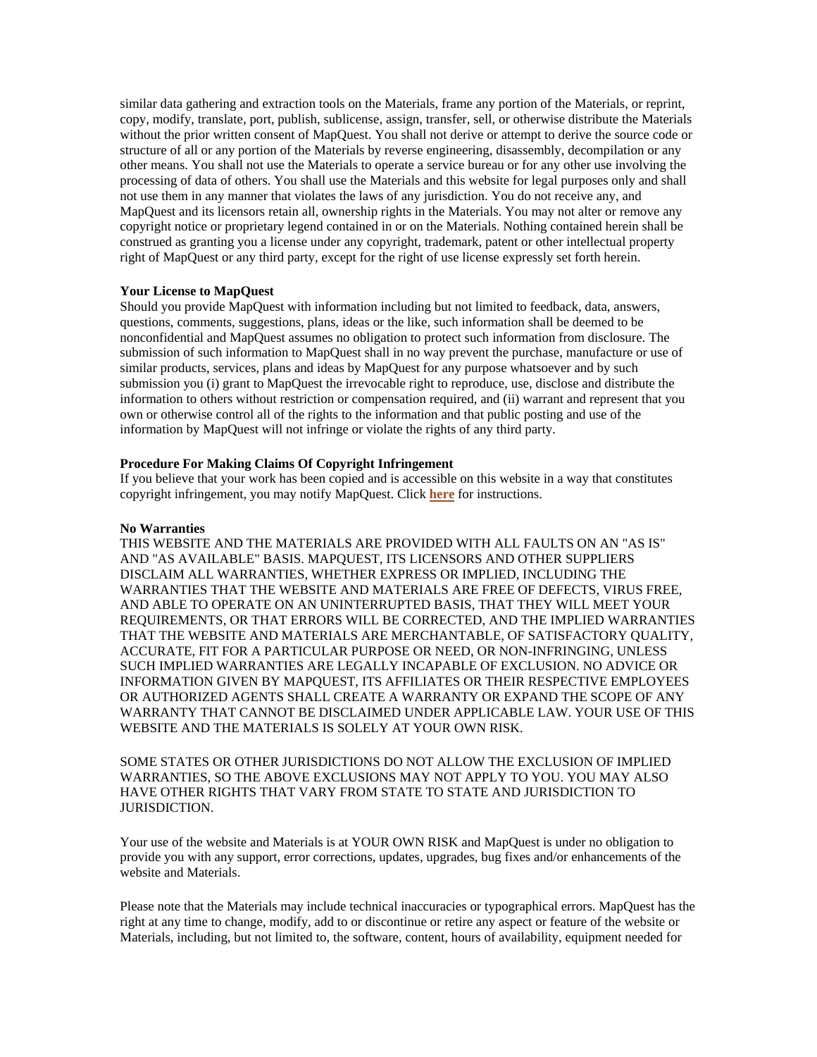similar data gathering and extraction tools on the Materials, frame any portion of the Materials, or reprint, copy, modify, translate, port, publish, sublicense, assign, transfer, sell, or otherwise distribute the Materials without the prior written consent of MapQuest. You shall not derive or attempt to derive the source code or structure of all or any portion of the Materials by reverse engineering, disassembly, decompilation or any other means. You shall not use the Materials to operate a service bureau or for any other use involving the processing of data of others. You shall use the Materials and this website for legal purposes only and shall not use them in any manner that violates the laws of any jurisdiction. You do not receive any, and MapQuest and its licensors retain all, ownership rights in the Materials. You may not alter or remove any copyright notice or proprietary legend contained in or on the Materials. Nothing contained herein shall be construed as granting you a license under any copyright, trademark, patent or other intellectual property right of MapQuest or any third party, except for the right of use license expressly set forth herein.

**Your License to MapQuest**

Should you provide MapQuest with information including but not limited to feedback, data, answers, questions, comments, suggestions, plans, ideas or the like, such information shall be deemed to be nonconfidential and MapQuest assumes no obligation to protect such information from disclosure. The submission of such information to MapQuest shall in no way prevent the purchase, manufacture or use of similar products, services, plans and ideas by MapQuest for any purpose whatsoever and by such submission you (i) grant to MapQuest the irrevocable right to reproduce, use, disclose and distribute the information to others without restriction or compensation required, and (ii) warrant and represent that you own or otherwise control all of the rights to the information and that public posting and use of the information by MapQuest will not infringe or violate the rights of any third party.

**Procedure For Making Claims Of Copyright Infringement**

If you believe that your work has been copied and is accessible on this website in a way that constitutes copyright infringement, you may notify MapQuest. Click **here** for instructions.

**No Warranties**

THIS WEBSITE AND THE MATERIALS ARE PROVIDED WITH ALL FAULTS ON AN "AS IS" AND "AS AVAILABLE" BASIS. MAPQUEST, ITS LICENSORS AND OTHER SUPPLIERS DISCLAIM ALL WARRANTIES, WHETHER EXPRESS OR IMPLIED, INCLUDING THE WARRANTIES THAT THE WEBSITE AND MATERIALS ARE FREE OF DEFECTS, VIRUS FREE, AND ABLE TO OPERATE ON AN UNINTERRUPTED BASIS, THAT THEY WILL MEET YOUR REQUIREMENTS, OR THAT ERRORS WILL BE CORRECTED, AND THE IMPLIED WARRANTIES THAT THE WEBSITE AND MATERIALS ARE MERCHANTABLE, OF SATISFACTORY QUALITY, ACCURATE, FIT FOR A PARTICULAR PURPOSE OR NEED, OR NON-INFRINGING, UNLESS SUCH IMPLIED WARRANTIES ARE LEGALLY INCAPABLE OF EXCLUSION. NO ADVICE OR INFORMATION GIVEN BY MAPQUEST, ITS AFFILIATES OR THEIR RESPECTIVE EMPLOYEES OR AUTHORIZED AGENTS SHALL CREATE A WARRANTY OR EXPAND THE SCOPE OF ANY WARRANTY THAT CANNOT BE DISCLAIMED UNDER APPLICABLE LAW. YOUR USE OF THIS WEBSITE AND THE MATERIALS IS SOLELY AT YOUR OWN RISK.

SOME STATES OR OTHER JURISDICTIONS DO NOT ALLOW THE EXCLUSION OF IMPLIED WARRANTIES, SO THE ABOVE EXCLUSIONS MAY NOT APPLY TO YOU. YOU MAY ALSO HAVE OTHER RIGHTS THAT VARY FROM STATE TO STATE AND JURISDICTION TO JURISDICTION.

Your use of the website and Materials is at YOUR OWN RISK and MapQuest is under no obligation to provide you with any support, error corrections, updates, upgrades, bug fixes and/or enhancements of the website and Materials.

Please note that the Materials may include technical inaccuracies or typographical errors. MapQuest has the right at any time to change, modify, add to or discontinue or retire any aspect or feature of the website or Materials, including, but not limited to, the software, content, hours of availability, equipment needed for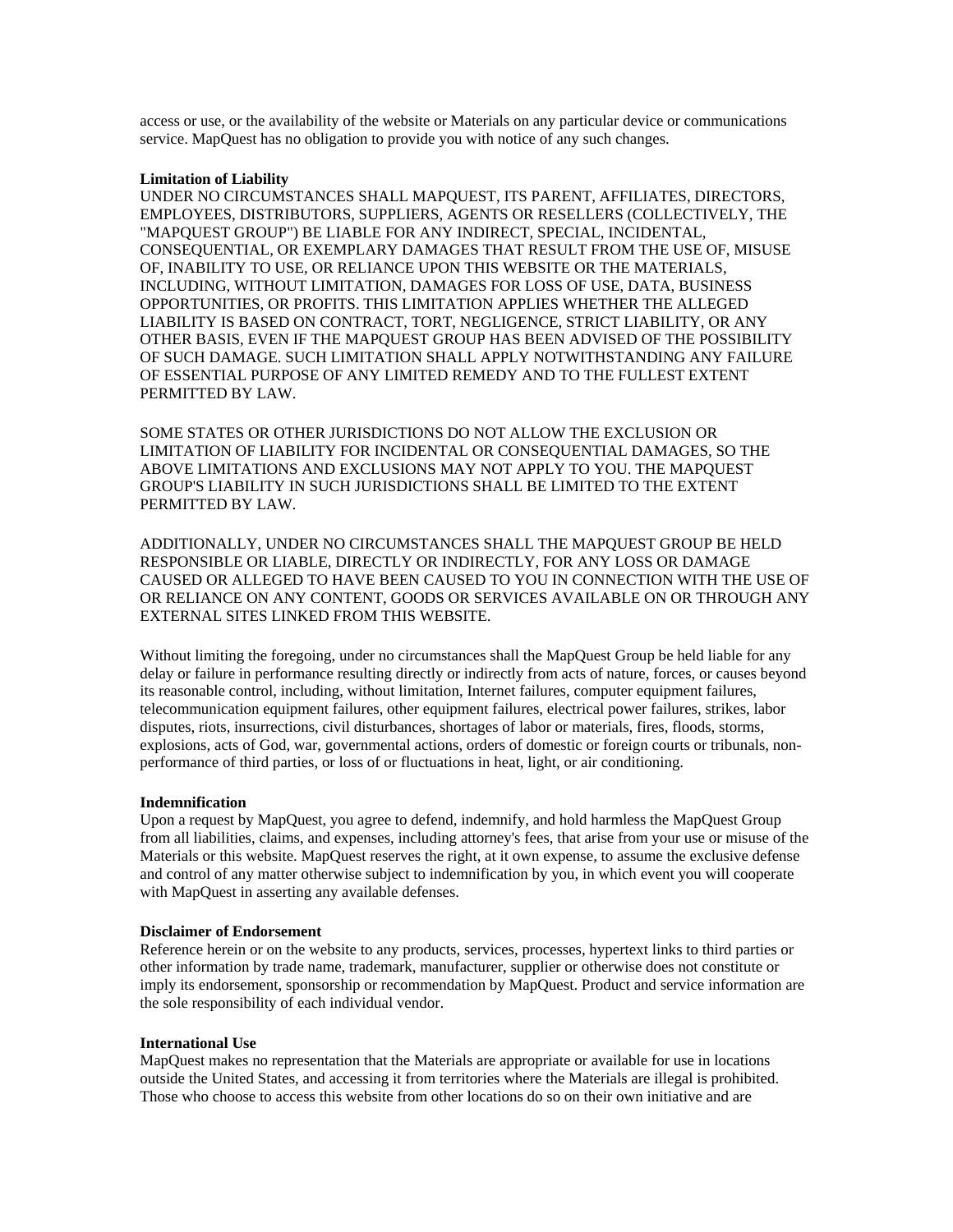access or use, or the availability of the website or Materials on any particular device or communications service. MapQuest has no obligation to provide you with notice of any such changes.

**Limitation of Liability**

UNDER NO CIRCUMSTANCES SHALL MAPQUEST, ITS PARENT, AFFILIATES, DIRECTORS, EMPLOYEES, DISTRIBUTORS, SUPPLIERS, AGENTS OR RESELLERS (COLLECTIVELY, THE "MAPQUEST GROUP") BE LIABLE FOR ANY INDIRECT, SPECIAL, INCIDENTAL, CONSEQUENTIAL, OR EXEMPLARY DAMAGES THAT RESULT FROM THE USE OF, MISUSE OF, INABILITY TO USE, OR RELIANCE UPON THIS WEBSITE OR THE MATERIALS, INCLUDING, WITHOUT LIMITATION, DAMAGES FOR LOSS OF USE, DATA, BUSINESS OPPORTUNITIES, OR PROFITS. THIS LIMITATION APPLIES WHETHER THE ALLEGED LIABILITY IS BASED ON CONTRACT, TORT, NEGLIGENCE, STRICT LIABILITY, OR ANY OTHER BASIS, EVEN IF THE MAPQUEST GROUP HAS BEEN ADVISED OF THE POSSIBILITY OF SUCH DAMAGE. SUCH LIMITATION SHALL APPLY NOTWITHSTANDING ANY FAILURE OF ESSENTIAL PURPOSE OF ANY LIMITED REMEDY AND TO THE FULLEST EXTENT PERMITTED BY LAW.

SOME STATES OR OTHER JURISDICTIONS DO NOT ALLOW THE EXCLUSION OR LIMITATION OF LIABILITY FOR INCIDENTAL OR CONSEQUENTIAL DAMAGES, SO THE ABOVE LIMITATIONS AND EXCLUSIONS MAY NOT APPLY TO YOU. THE MAPQUEST GROUP'S LIABILITY IN SUCH JURISDICTIONS SHALL BE LIMITED TO THE EXTENT PERMITTED BY LAW.

ADDITIONALLY, UNDER NO CIRCUMSTANCES SHALL THE MAPQUEST GROUP BE HELD RESPONSIBLE OR LIABLE, DIRECTLY OR INDIRECTLY, FOR ANY LOSS OR DAMAGE CAUSED OR ALLEGED TO HAVE BEEN CAUSED TO YOU IN CONNECTION WITH THE USE OF OR RELIANCE ON ANY CONTENT, GOODS OR SERVICES AVAILABLE ON OR THROUGH ANY EXTERNAL SITES LINKED FROM THIS WEBSITE.

Without limiting the foregoing, under no circumstances shall the MapQuest Group be held liable for any delay or failure in performance resulting directly or indirectly from acts of nature, forces, or causes beyond its reasonable control, including, without limitation, Internet failures, computer equipment failures, telecommunication equipment failures, other equipment failures, electrical power failures, strikes, labor disputes, riots, insurrections, civil disturbances, shortages of labor or materials, fires, floods, storms, explosions, acts of God, war, governmental actions, orders of domestic or foreign courts or tribunals, non-performance of third parties, or loss of or fluctuations in heat, light, or air conditioning.

**Indemnification**

Upon a request by MapQuest, you agree to defend, indemnify, and hold harmless the MapQuest Group from all liabilities, claims, and expenses, including attorney's fees, that arise from your use or misuse of the Materials or this website. MapQuest reserves the right, at it own expense, to assume the exclusive defense and control of any matter otherwise subject to indemnification by you, in which event you will cooperate with MapQuest in asserting any available defenses.

**Disclaimer of Endorsement**

Reference herein or on the website to any products, services, processes, hypertext links to third parties or other information by trade name, trademark, manufacturer, supplier or otherwise does not constitute or imply its endorsement, sponsorship or recommendation by MapQuest. Product and service information are the sole responsibility of each individual vendor.

**International Use**

MapQuest makes no representation that the Materials are appropriate or available for use in locations outside the United States, and accessing it from territories where the Materials are illegal is prohibited. Those who choose to access this website from other locations do so on their own initiative and are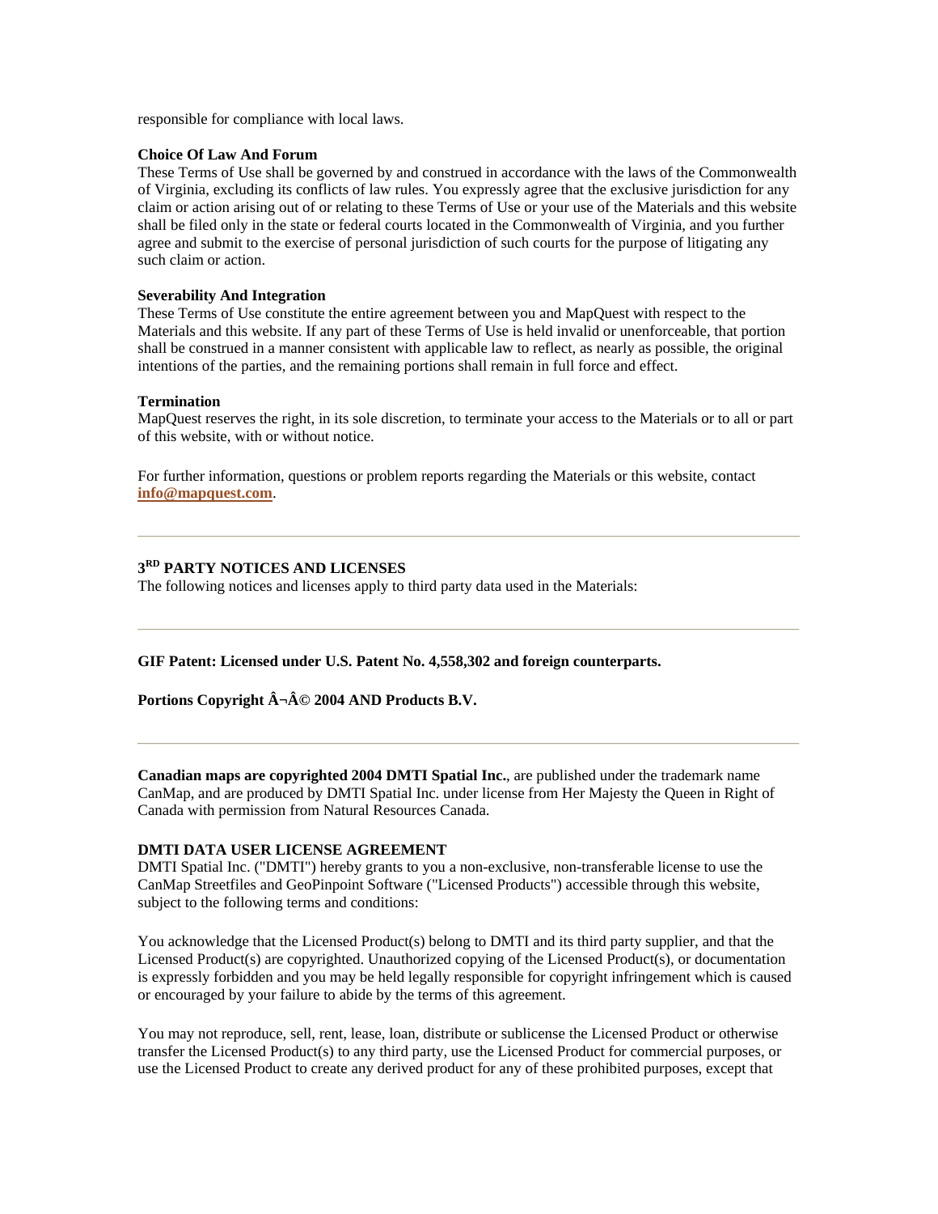responsible for compliance with local laws.

**Choice Of Law And Forum**

These Terms of Use shall be governed by and construed in accordance with the laws of the Commonwealth of Virginia, excluding its conflicts of law rules. You expressly agree that the exclusive jurisdiction for any claim or action arising out of or relating to these Terms of Use or your use of the Materials and this website shall be filed only in the state or federal courts located in the Commonwealth of Virginia, and you further agree and submit to the exercise of personal jurisdiction of such courts for the purpose of litigating any such claim or action.

**Severability And Integration**

These Terms of Use constitute the entire agreement between you and MapQuest with respect to the Materials and this website. If any part of these Terms of Use is held invalid or unenforceable, that portion shall be construed in a manner consistent with applicable law to reflect, as nearly as possible, the original intentions of the parties, and the remaining portions shall remain in full force and effect.

**Termination**

MapQuest reserves the right, in its sole discretion, to terminate your access to the Materials or to all or part of this website, with or without notice.

For further information, questions or problem reports regarding the Materials or this website, contact **info@mapquest.com**.

---

**3RD PARTY NOTICES AND LICENSES**

The following notices and licenses apply to third party data used in the Materials:

---

**GIF Patent: Licensed under U.S. Patent No. 4,558,302 and foreign counterparts.**

**Portions Copyright Â¬Â© 2004 AND Products B.V.**

---

**Canadian maps are copyrighted 2004 DMTI Spatial Inc.**, are published under the trademark name CanMap, and are produced by DMTI Spatial Inc. under license from Her Majesty the Queen in Right of Canada with permission from Natural Resources Canada.

**DMTI DATA USER LICENSE AGREEMENT**

DMTI Spatial Inc. ("DMTI") hereby grants to you a non-exclusive, non-transferable license to use the CanMap Streetfiles and GeoPinpoint Software ("Licensed Products") accessible through this website, subject to the following terms and conditions:

You acknowledge that the Licensed Product(s) belong to DMTI and its third party supplier, and that the Licensed Product(s) are copyrighted. Unauthorized copying of the Licensed Product(s), or documentation is expressly forbidden and you may be held legally responsible for copyright infringement which is caused or encouraged by your failure to abide by the terms of this agreement.

You may not reproduce, sell, rent, lease, loan, distribute or sublicense the Licensed Product or otherwise transfer the Licensed Product(s) to any third party, use the Licensed Product for commercial purposes, or use the Licensed Product to create any derived product for any of these prohibited purposes, except that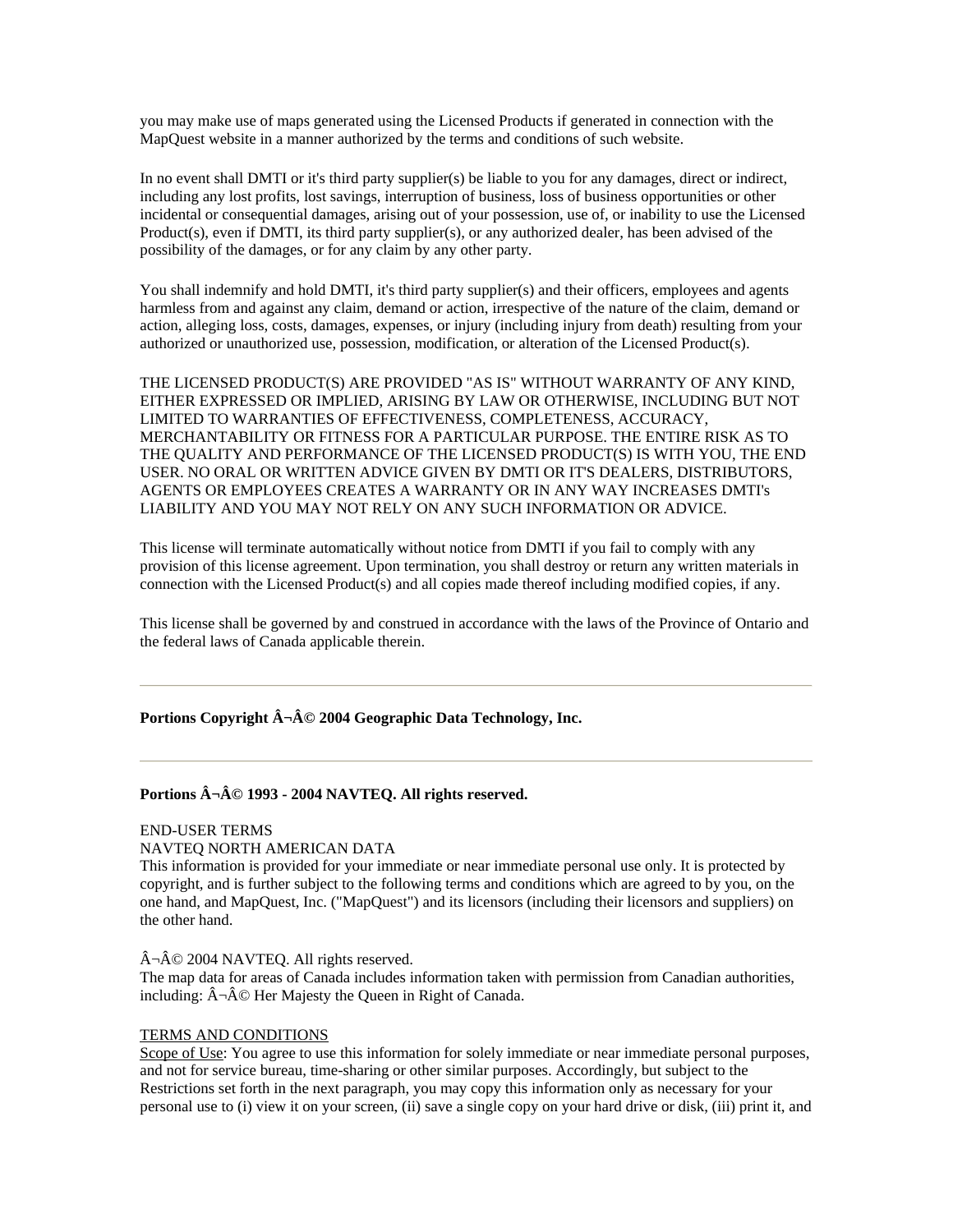you may make use of maps generated using the Licensed Products if generated in connection with the MapQuest website in a manner authorized by the terms and conditions of such website.

In no event shall DMTI or it's third party supplier(s) be liable to you for any damages, direct or indirect, including any lost profits, lost savings, interruption of business, loss of business opportunities or other incidental or consequential damages, arising out of your possession, use of, or inability to use the Licensed Product(s), even if DMTI, its third party supplier(s), or any authorized dealer, has been advised of the possibility of the damages, or for any claim by any other party.

You shall indemnify and hold DMTI, it's third party supplier(s) and their officers, employees and agents harmless from and against any claim, demand or action, irrespective of the nature of the claim, demand or action, alleging loss, costs, damages, expenses, or injury (including injury from death) resulting from your authorized or unauthorized use, possession, modification, or alteration of the Licensed Product(s).

THE LICENSED PRODUCT(S) ARE PROVIDED "AS IS" WITHOUT WARRANTY OF ANY KIND, EITHER EXPRESSED OR IMPLIED, ARISING BY LAW OR OTHERWISE, INCLUDING BUT NOT LIMITED TO WARRANTIES OF EFFECTIVENESS, COMPLETENESS, ACCURACY, MERCHANTABILITY OR FITNESS FOR A PARTICULAR PURPOSE. THE ENTIRE RISK AS TO THE QUALITY AND PERFORMANCE OF THE LICENSED PRODUCT(S) IS WITH YOU, THE END USER. NO ORAL OR WRITTEN ADVICE GIVEN BY DMTI OR IT'S DEALERS, DISTRIBUTORS, AGENTS OR EMPLOYEES CREATES A WARRANTY OR IN ANY WAY INCREASES DMTI's LIABILITY AND YOU MAY NOT RELY ON ANY SUCH INFORMATION OR ADVICE.

This license will terminate automatically without notice from DMTI if you fail to comply with any provision of this license agreement. Upon termination, you shall destroy or return any written materials in connection with the Licensed Product(s) and all copies made thereof including modified copies, if any.

This license shall be governed by and construed in accordance with the laws of the Province of Ontario and the federal laws of Canada applicable therein.

---

**Portions Copyright Â¬Â© 2004 Geographic Data Technology, Inc.**

---

**Portions Â¬Â© 1993 - 2004 NAVTEQ. All rights reserved.**

END-USER TERMS
NAVTEQ NORTH AMERICAN DATA
This information is provided for your immediate or near immediate personal use only. It is protected by copyright, and is further subject to the following terms and conditions which are agreed to by you, on the one hand, and MapQuest, Inc. ("MapQuest") and its licensors (including their licensors and suppliers) on the other hand.

Â¬Â© 2004 NAVTEQ. All rights reserved.
The map data for areas of Canada includes information taken with permission from Canadian authorities, including: Â¬Â© Her Majesty the Queen in Right of Canada.

<u>TERMS AND CONDITIONS</u>
<u>Scope of Use</u>: You agree to use this information for solely immediate or near immediate personal purposes, and not for service bureau, time-sharing or other similar purposes. Accordingly, but subject to the Restrictions set forth in the next paragraph, you may copy this information only as necessary for your personal use to (i) view it on your screen, (ii) save a single copy on your hard drive or disk, (iii) print it, and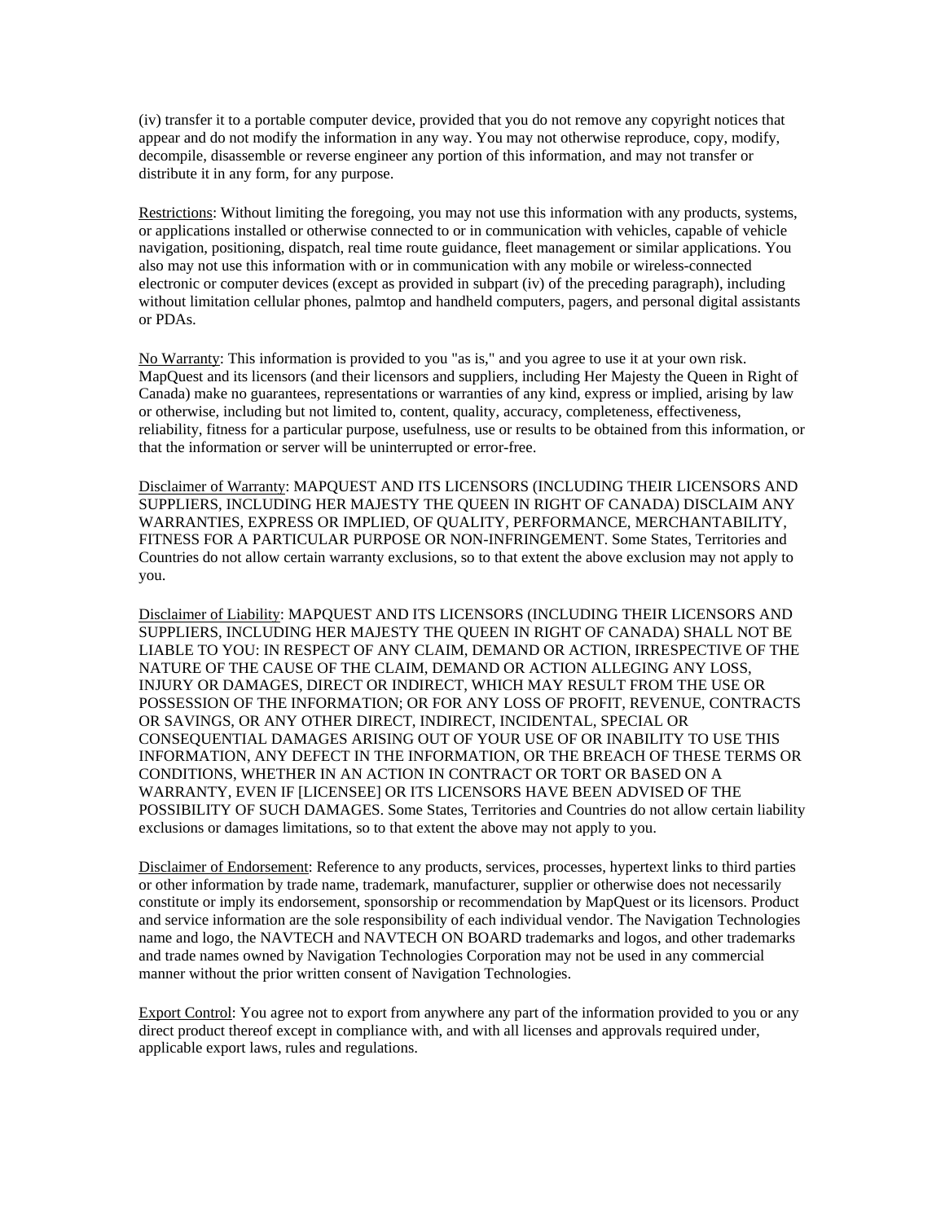(iv) transfer it to a portable computer device, provided that you do not remove any copyright notices that appear and do not modify the information in any way. You may not otherwise reproduce, copy, modify, decompile, disassemble or reverse engineer any portion of this information, and may not transfer or distribute it in any form, for any purpose.

Restrictions: Without limiting the foregoing, you may not use this information with any products, systems, or applications installed or otherwise connected to or in communication with vehicles, capable of vehicle navigation, positioning, dispatch, real time route guidance, fleet management or similar applications. You also may not use this information with or in communication with any mobile or wireless-connected electronic or computer devices (except as provided in subpart (iv) of the preceding paragraph), including without limitation cellular phones, palmtop and handheld computers, pagers, and personal digital assistants or PDAs.

No Warranty: This information is provided to you "as is," and you agree to use it at your own risk. MapQuest and its licensors (and their licensors and suppliers, including Her Majesty the Queen in Right of Canada) make no guarantees, representations or warranties of any kind, express or implied, arising by law or otherwise, including but not limited to, content, quality, accuracy, completeness, effectiveness, reliability, fitness for a particular purpose, usefulness, use or results to be obtained from this information, or that the information or server will be uninterrupted or error-free.

Disclaimer of Warranty: MAPQUEST AND ITS LICENSORS (INCLUDING THEIR LICENSORS AND SUPPLIERS, INCLUDING HER MAJESTY THE QUEEN IN RIGHT OF CANADA) DISCLAIM ANY WARRANTIES, EXPRESS OR IMPLIED, OF QUALITY, PERFORMANCE, MERCHANTABILITY, FITNESS FOR A PARTICULAR PURPOSE OR NON-INFRINGEMENT. Some States, Territories and Countries do not allow certain warranty exclusions, so to that extent the above exclusion may not apply to you.

Disclaimer of Liability: MAPQUEST AND ITS LICENSORS (INCLUDING THEIR LICENSORS AND SUPPLIERS, INCLUDING HER MAJESTY THE QUEEN IN RIGHT OF CANADA) SHALL NOT BE LIABLE TO YOU: IN RESPECT OF ANY CLAIM, DEMAND OR ACTION, IRRESPECTIVE OF THE NATURE OF THE CAUSE OF THE CLAIM, DEMAND OR ACTION ALLEGING ANY LOSS, INJURY OR DAMAGES, DIRECT OR INDIRECT, WHICH MAY RESULT FROM THE USE OR POSSESSION OF THE INFORMATION; OR FOR ANY LOSS OF PROFIT, REVENUE, CONTRACTS OR SAVINGS, OR ANY OTHER DIRECT, INDIRECT, INCIDENTAL, SPECIAL OR CONSEQUENTIAL DAMAGES ARISING OUT OF YOUR USE OF OR INABILITY TO USE THIS INFORMATION, ANY DEFECT IN THE INFORMATION, OR THE BREACH OF THESE TERMS OR CONDITIONS, WHETHER IN AN ACTION IN CONTRACT OR TORT OR BASED ON A WARRANTY, EVEN IF [LICENSEE] OR ITS LICENSORS HAVE BEEN ADVISED OF THE POSSIBILITY OF SUCH DAMAGES. Some States, Territories and Countries do not allow certain liability exclusions or damages limitations, so to that extent the above may not apply to you.

Disclaimer of Endorsement: Reference to any products, services, processes, hypertext links to third parties or other information by trade name, trademark, manufacturer, supplier or otherwise does not necessarily constitute or imply its endorsement, sponsorship or recommendation by MapQuest or its licensors. Product and service information are the sole responsibility of each individual vendor. The Navigation Technologies name and logo, the NAVTECH and NAVTECH ON BOARD trademarks and logos, and other trademarks and trade names owned by Navigation Technologies Corporation may not be used in any commercial manner without the prior written consent of Navigation Technologies.

Export Control: You agree not to export from anywhere any part of the information provided to you or any direct product thereof except in compliance with, and with all licenses and approvals required under, applicable export laws, rules and regulations.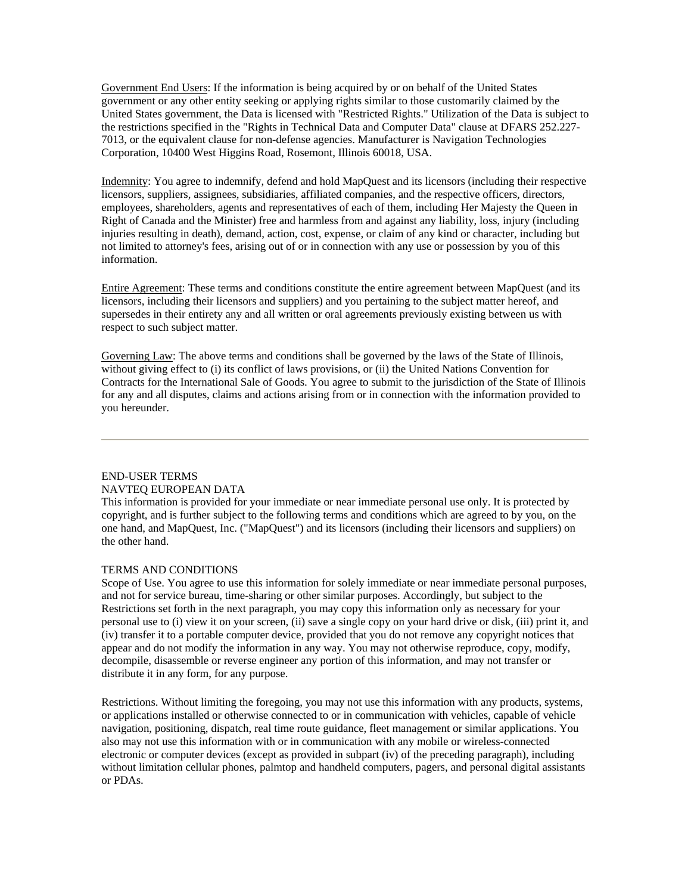Government End Users: If the information is being acquired by or on behalf of the United States government or any other entity seeking or applying rights similar to those customarily claimed by the United States government, the Data is licensed with "Restricted Rights." Utilization of the Data is subject to the restrictions specified in the "Rights in Technical Data and Computer Data" clause at DFARS 252.227-7013, or the equivalent clause for non-defense agencies. Manufacturer is Navigation Technologies Corporation, 10400 West Higgins Road, Rosemont, Illinois 60018, USA.

Indemnity: You agree to indemnify, defend and hold MapQuest and its licensors (including their respective licensors, suppliers, assignees, subsidiaries, affiliated companies, and the respective officers, directors, employees, shareholders, agents and representatives of each of them, including Her Majesty the Queen in Right of Canada and the Minister) free and harmless from and against any liability, loss, injury (including injuries resulting in death), demand, action, cost, expense, or claim of any kind or character, including but not limited to attorney's fees, arising out of or in connection with any use or possession by you of this information.

Entire Agreement: These terms and conditions constitute the entire agreement between MapQuest (and its licensors, including their licensors and suppliers) and you pertaining to the subject matter hereof, and supersedes in their entirety any and all written or oral agreements previously existing between us with respect to such subject matter.

Governing Law: The above terms and conditions shall be governed by the laws of the State of Illinois, without giving effect to (i) its conflict of laws provisions, or (ii) the United Nations Convention for Contracts for the International Sale of Goods. You agree to submit to the jurisdiction of the State of Illinois for any and all disputes, claims and actions arising from or in connection with the information provided to you hereunder.

---

END-USER TERMS
NAVTEQ EUROPEAN DATA
This information is provided for your immediate or near immediate personal use only. It is protected by copyright, and is further subject to the following terms and conditions which are agreed to by you, on the one hand, and MapQuest, Inc. ("MapQuest") and its licensors (including their licensors and suppliers) on the other hand.

TERMS AND CONDITIONS
Scope of Use. You agree to use this information for solely immediate or near immediate personal purposes, and not for service bureau, time-sharing or other similar purposes. Accordingly, but subject to the Restrictions set forth in the next paragraph, you may copy this information only as necessary for your personal use to (i) view it on your screen, (ii) save a single copy on your hard drive or disk, (iii) print it, and (iv) transfer it to a portable computer device, provided that you do not remove any copyright notices that appear and do not modify the information in any way. You may not otherwise reproduce, copy, modify, decompile, disassemble or reverse engineer any portion of this information, and may not transfer or distribute it in any form, for any purpose.

Restrictions. Without limiting the foregoing, you may not use this information with any products, systems, or applications installed or otherwise connected to or in communication with vehicles, capable of vehicle navigation, positioning, dispatch, real time route guidance, fleet management or similar applications. You also may not use this information with or in communication with any mobile or wireless-connected electronic or computer devices (except as provided in subpart (iv) of the preceding paragraph), including without limitation cellular phones, palmtop and handheld computers, pagers, and personal digital assistants or PDAs.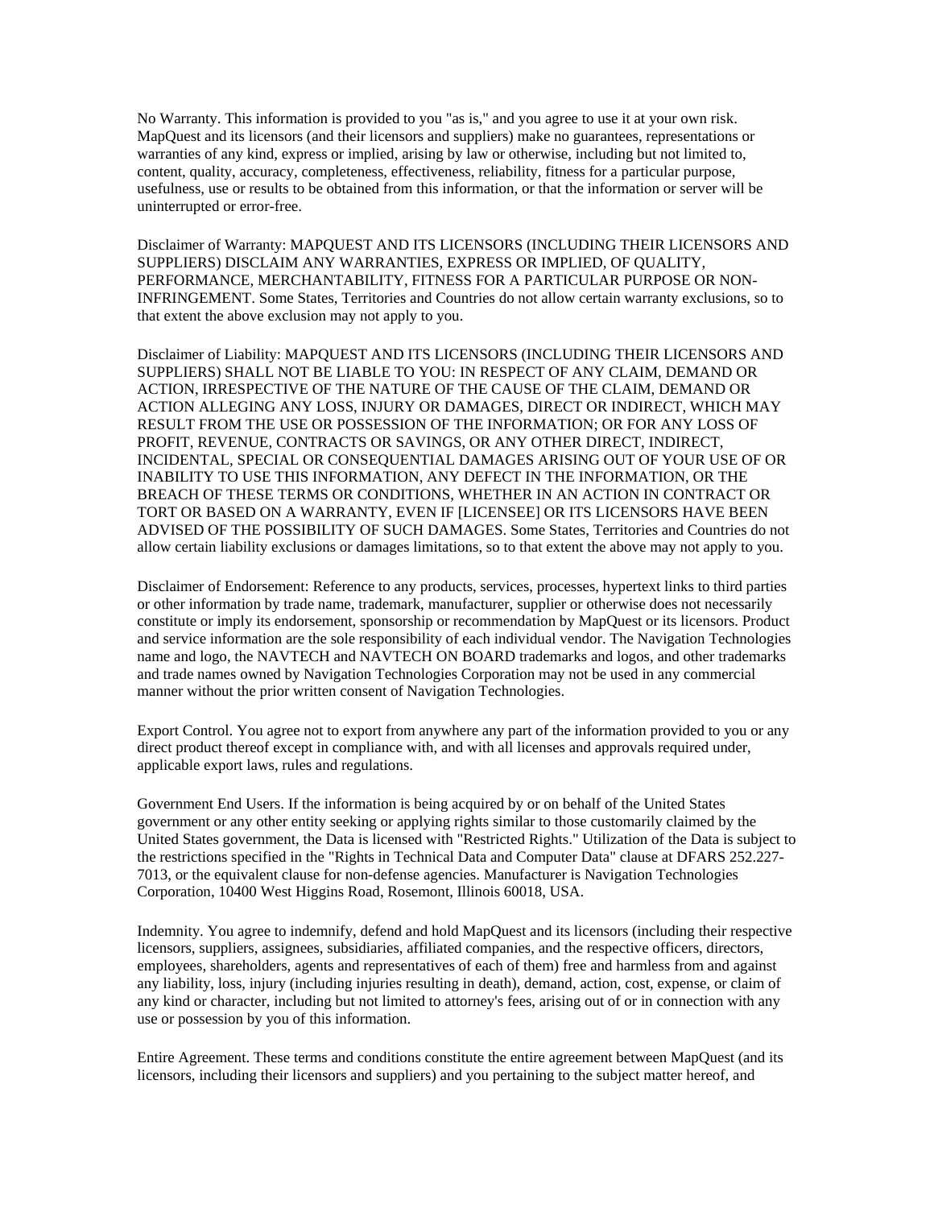No Warranty. This information is provided to you "as is," and you agree to use it at your own risk. MapQuest and its licensors (and their licensors and suppliers) make no guarantees, representations or warranties of any kind, express or implied, arising by law or otherwise, including but not limited to, content, quality, accuracy, completeness, effectiveness, reliability, fitness for a particular purpose, usefulness, use or results to be obtained from this information, or that the information or server will be uninterrupted or error-free.

Disclaimer of Warranty: MAPQUEST AND ITS LICENSORS (INCLUDING THEIR LICENSORS AND SUPPLIERS) DISCLAIM ANY WARRANTIES, EXPRESS OR IMPLIED, OF QUALITY, PERFORMANCE, MERCHANTABILITY, FITNESS FOR A PARTICULAR PURPOSE OR NON-INFRINGEMENT. Some States, Territories and Countries do not allow certain warranty exclusions, so to that extent the above exclusion may not apply to you.

Disclaimer of Liability: MAPQUEST AND ITS LICENSORS (INCLUDING THEIR LICENSORS AND SUPPLIERS) SHALL NOT BE LIABLE TO YOU: IN RESPECT OF ANY CLAIM, DEMAND OR ACTION, IRRESPECTIVE OF THE NATURE OF THE CAUSE OF THE CLAIM, DEMAND OR ACTION ALLEGING ANY LOSS, INJURY OR DAMAGES, DIRECT OR INDIRECT, WHICH MAY RESULT FROM THE USE OR POSSESSION OF THE INFORMATION; OR FOR ANY LOSS OF PROFIT, REVENUE, CONTRACTS OR SAVINGS, OR ANY OTHER DIRECT, INDIRECT, INCIDENTAL, SPECIAL OR CONSEQUENTIAL DAMAGES ARISING OUT OF YOUR USE OF OR INABILITY TO USE THIS INFORMATION, ANY DEFECT IN THE INFORMATION, OR THE BREACH OF THESE TERMS OR CONDITIONS, WHETHER IN AN ACTION IN CONTRACT OR TORT OR BASED ON A WARRANTY, EVEN IF [LICENSEE] OR ITS LICENSORS HAVE BEEN ADVISED OF THE POSSIBILITY OF SUCH DAMAGES. Some States, Territories and Countries do not allow certain liability exclusions or damages limitations, so to that extent the above may not apply to you.

Disclaimer of Endorsement: Reference to any products, services, processes, hypertext links to third parties or other information by trade name, trademark, manufacturer, supplier or otherwise does not necessarily constitute or imply its endorsement, sponsorship or recommendation by MapQuest or its licensors. Product and service information are the sole responsibility of each individual vendor. The Navigation Technologies name and logo, the NAVTECH and NAVTECH ON BOARD trademarks and logos, and other trademarks and trade names owned by Navigation Technologies Corporation may not be used in any commercial manner without the prior written consent of Navigation Technologies.

Export Control. You agree not to export from anywhere any part of the information provided to you or any direct product thereof except in compliance with, and with all licenses and approvals required under, applicable export laws, rules and regulations.

Government End Users. If the information is being acquired by or on behalf of the United States government or any other entity seeking or applying rights similar to those customarily claimed by the United States government, the Data is licensed with "Restricted Rights." Utilization of the Data is subject to the restrictions specified in the "Rights in Technical Data and Computer Data" clause at DFARS 252.227-7013, or the equivalent clause for non-defense agencies. Manufacturer is Navigation Technologies Corporation, 10400 West Higgins Road, Rosemont, Illinois 60018, USA.

Indemnity. You agree to indemnify, defend and hold MapQuest and its licensors (including their respective licensors, suppliers, assignees, subsidiaries, affiliated companies, and the respective officers, directors, employees, shareholders, agents and representatives of each of them) free and harmless from and against any liability, loss, injury (including injuries resulting in death), demand, action, cost, expense, or claim of any kind or character, including but not limited to attorney's fees, arising out of or in connection with any use or possession by you of this information.

Entire Agreement. These terms and conditions constitute the entire agreement between MapQuest (and its licensors, including their licensors and suppliers) and you pertaining to the subject matter hereof, and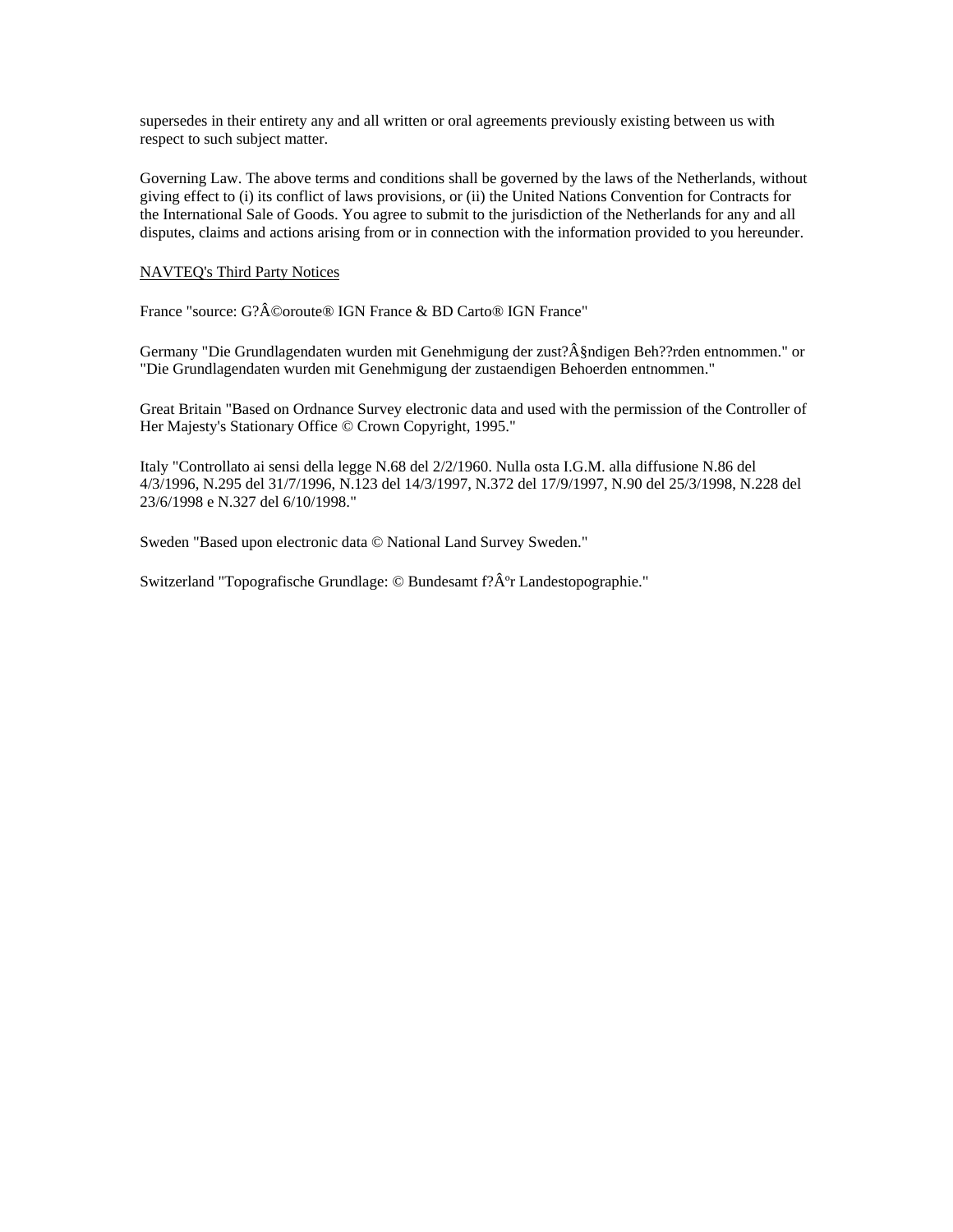supersedes in their entirety any and all written or oral agreements previously existing between us with respect to such subject matter.

Governing Law. The above terms and conditions shall be governed by the laws of the Netherlands, without giving effect to (i) its conflict of laws provisions, or (ii) the United Nations Convention for Contracts for the International Sale of Goods. You agree to submit to the jurisdiction of the Netherlands for any and all disputes, claims and actions arising from or in connection with the information provided to you hereunder.

<u>NAVTEQ's Third Party Notices</u>

France "source: G?Â©oroute® IGN France & BD Carto® IGN France"

Germany "Die Grundlagendaten wurden mit Genehmigung der zust?Â§ndigen Beh??rden entnommen." or "Die Grundlagendaten wurden mit Genehmigung der zustaendigen Behoerden entnommen."

Great Britain "Based on Ordnance Survey electronic data and used with the permission of the Controller of Her Majesty's Stationary Office © Crown Copyright, 1995."

Italy "Controllato ai sensi della legge N.68 del 2/2/1960. Nulla osta I.G.M. alla diffusione N.86 del 4/3/1996, N.295 del 31/7/1996, N.123 del 14/3/1997, N.372 del 17/9/1997, N.90 del 25/3/1998, N.228 del 23/6/1998 e N.327 del 6/10/1998."

Sweden "Based upon electronic data © National Land Survey Sweden."

Switzerland "Topografische Grundlage: © Bundesamt f?Âºr Landestopographie."